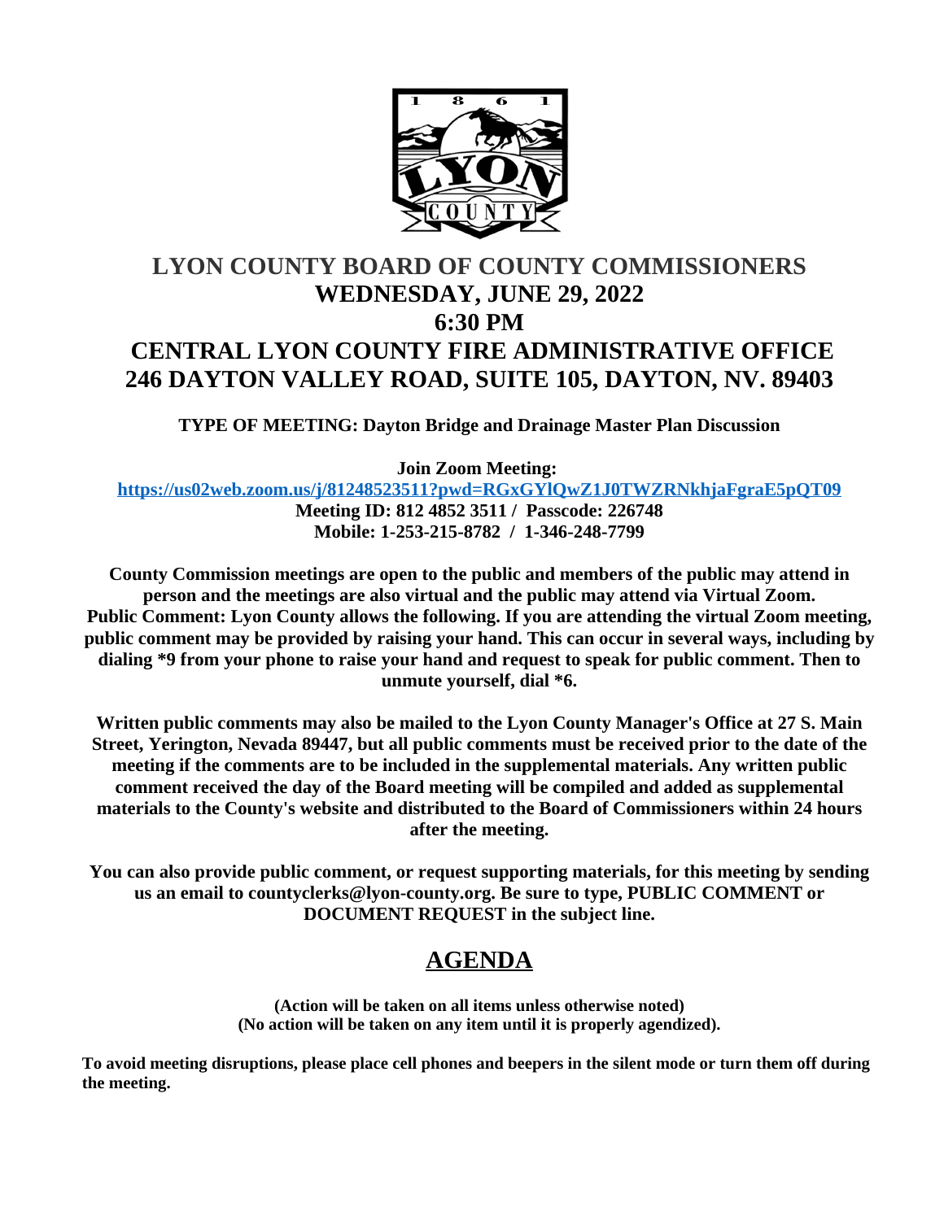# LYON COUNTY BOARD OF COUNTY COMMISSIONERS
## WEDNESDAY, JUNE 29, 2022
## 6:30 PM
## CENTRAL LYON COUNTY FIRE ADMINISTRATIVE OFFICE
## 246 DAYTON VALLEY ROAD, SUITE 105, DAYTON, NV. 89403

**TYPE OF MEETING: Dayton Bridge and Drainage Master Plan Discussion**

**Join Zoom Meeting:**
**https://us02web.zoom.us/j/81248523511?pwd=RGxGYlQwZ1J0TWZRNkhjaFgraE5pQT09**
**Meeting ID: 812 4852 3511 / Passcode: 226748**
**Mobile: 1-253-215-8782 / 1-346-248-7799**

**County Commission meetings are open to the public and members of the public may attend in person and the meetings are also virtual and the public may attend via Virtual Zoom. Public Comment: Lyon County allows the following. If you are attending the virtual Zoom meeting, public comment may be provided by raising your hand. This can occur in several ways, including by dialing *9 from your phone to raise your hand and request to speak for public comment. Then to unmute yourself, dial *6.**

**Written public comments may also be mailed to the Lyon County Manager's Office at 27 S. Main Street, Yerington, Nevada 89447, but all public comments must be received prior to the date of the meeting if the comments are to be included in the supplemental materials. Any written public comment received the day of the Board meeting will be compiled and added as supplemental materials to the County's website and distributed to the Board of Commissioners within 24 hours after the meeting.**

**You can also provide public comment, or request supporting materials, for this meeting by sending us an email to countyclerks@lyon-county.org. Be sure to type, PUBLIC COMMENT or DOCUMENT REQUEST in the subject line.**

## AGENDA

**(Action will be taken on all items unless otherwise noted)**
**(No action will be taken on any item until it is properly agendized).**

**To avoid meeting disruptions, please place cell phones and beepers in the silent mode or turn them off during the meeting.**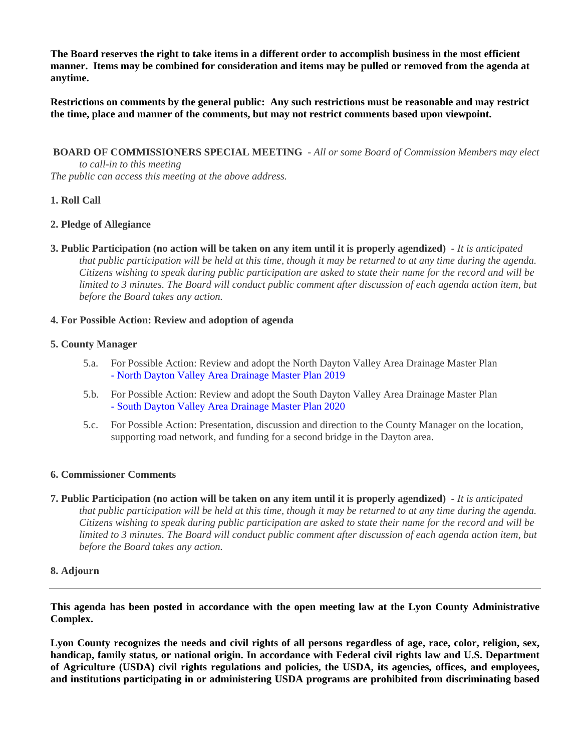**The Board reserves the right to take items in a different order to accomplish business in the most efficient manner. Items may be combined for consideration and items may be pulled or removed from the agenda at anytime.**

**Restrictions on comments by the general public: Any such restrictions must be reasonable and may restrict the time, place and manner of the comments, but may not restrict comments based upon viewpoint.**

**BOARD OF COMMISSIONERS SPECIAL MEETING** - *All or some Board of Commission Members may elect to call-in to this meeting*
*The public can access this meeting at the above address.*

**1. Roll Call**

**2. Pledge of Allegiance**

**3. Public Participation (no action will be taken on any item until it is properly agendized)** - *It is anticipated that public participation will be held at this time, though it may be returned to at any time during the agenda. Citizens wishing to speak during public participation are asked to state their name for the record and will be limited to 3 minutes. The Board will conduct public comment after discussion of each agenda action item, but before the Board takes any action.*

**4. For Possible Action: Review and adoption of agenda**

**5. County Manager**

5.a. For Possible Action: Review and adopt the North Dayton Valley Area Drainage Master Plan
- North Dayton Valley Area Drainage Master Plan 2019

5.b. For Possible Action: Review and adopt the South Dayton Valley Area Drainage Master Plan
- South Dayton Valley Area Drainage Master Plan 2020

5.c. For Possible Action: Presentation, discussion and direction to the County Manager on the location, supporting road network, and funding for a second bridge in the Dayton area.

**6. Commissioner Comments**

**7. Public Participation (no action will be taken on any item until it is properly agendized)** - *It is anticipated that public participation will be held at this time, though it may be returned to at any time during the agenda. Citizens wishing to speak during public participation are asked to state their name for the record and will be limited to 3 minutes. The Board will conduct public comment after discussion of each agenda action item, but before the Board takes any action.*

**8. Adjourn**

---

**This agenda has been posted in accordance with the open meeting law at the Lyon County Administrative Complex.**

**Lyon County recognizes the needs and civil rights of all persons regardless of age, race, color, religion, sex, handicap, family status, or national origin. In accordance with Federal civil rights law and U.S. Department of Agriculture (USDA) civil rights regulations and policies, the USDA, its agencies, offices, and employees, and institutions participating in or administering USDA programs are prohibited from discriminating based**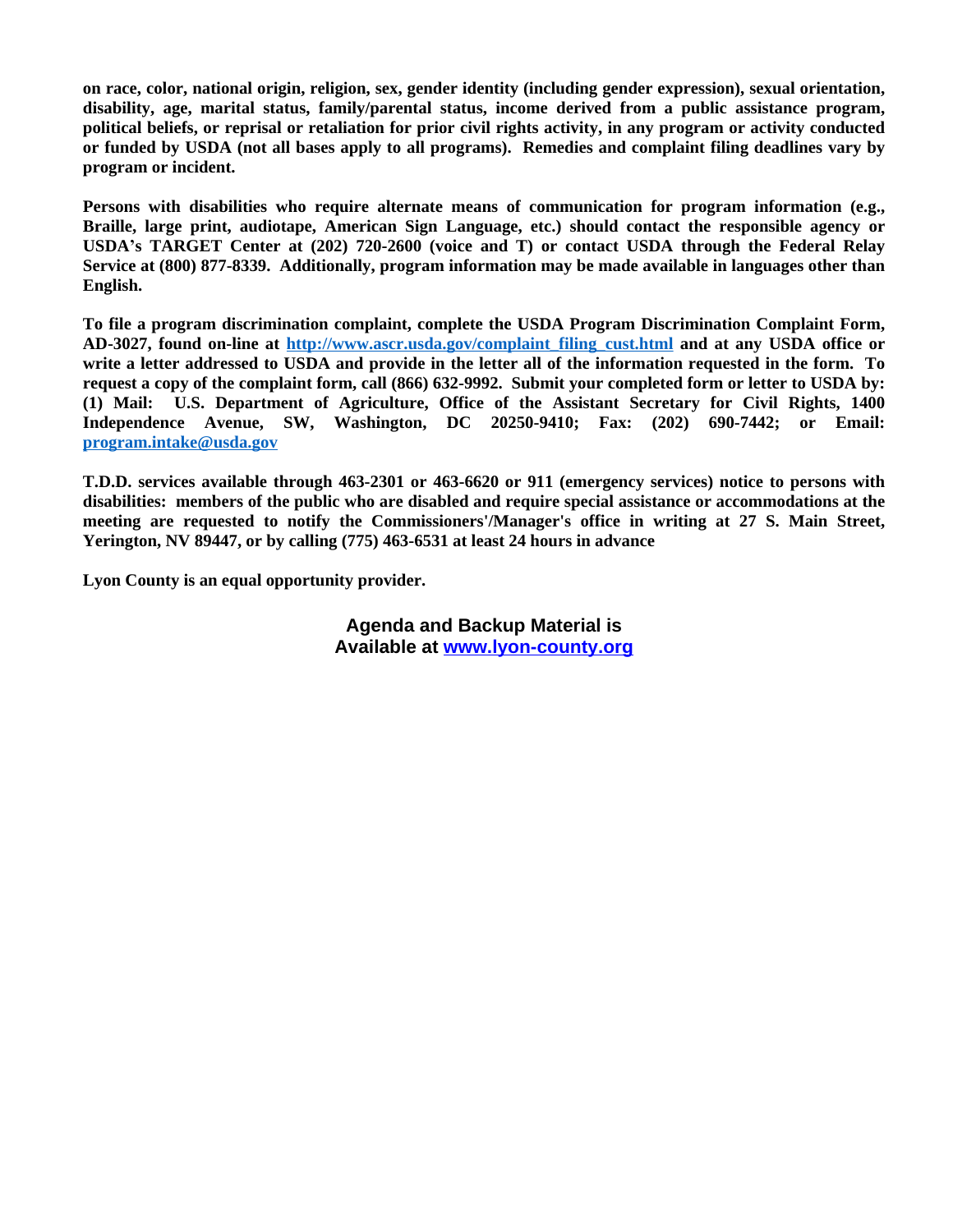**on race, color, national origin, religion, sex, gender identity (including gender expression), sexual orientation, disability, age, marital status, family/parental status, income derived from a public assistance program, political beliefs, or reprisal or retaliation for prior civil rights activity, in any program or activity conducted or funded by USDA (not all bases apply to all programs). Remedies and complaint filing deadlines vary by program or incident.**

**Persons with disabilities who require alternate means of communication for program information (e.g., Braille, large print, audiotape, American Sign Language, etc.) should contact the responsible agency or USDA's TARGET Center at (202) 720-2600 (voice and T) or contact USDA through the Federal Relay Service at (800) 877-8339. Additionally, program information may be made available in languages other than English.**

**To file a program discrimination complaint, complete the USDA Program Discrimination Complaint Form, AD-3027, found on-line at [http://www.ascr.usda.gov/complaint_filing_cust.html](http://www.ascr.usda.gov/complaint_filing_cust.html) and at any USDA office or write a letter addressed to USDA and provide in the letter all of the information requested in the form. To request a copy of the complaint form, call (866) 632-9992. Submit your completed form or letter to USDA by: (1) Mail: U.S. Department of Agriculture, Office of the Assistant Secretary for Civil Rights, 1400 Independence Avenue, SW, Washington, DC 20250-9410; Fax: (202) 690-7442; or Email: [program.intake@usda.gov](mailto:program.intake@usda.gov)**

**T.D.D. services available through 463-2301 or 463-6620 or 911 (emergency services) notice to persons with disabilities: members of the public who are disabled and require special assistance or accommodations at the meeting are requested to notify the Commissioners'/Manager's office in writing at 27 S. Main Street, Yerington, NV 89447, or by calling (775) 463-6531 at least 24 hours in advance**

**Lyon County is an equal opportunity provider.**

**Agenda and Backup Material is Available at [www.lyon-county.org](http://www.lyon-county.org)**